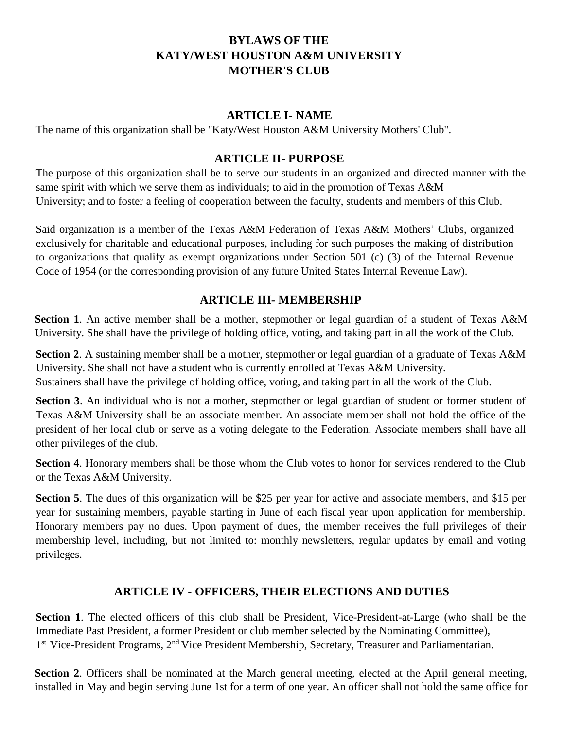# BYLAWS OF THE
# KATY/WEST HOUSTON A&M UNIVERSITY
# MOTHER'S CLUB

## ARTICLE I- NAME

The name of this organization shall be "Katy/West Houston A&M University Mothers' Club".

## ARTICLE II- PURPOSE

The purpose of this organization shall be to serve our students in an organized and directed manner with the same spirit with which we serve them as individuals; to aid in the promotion of Texas A&M University; and to foster a feeling of cooperation between the faculty, students and members of this Club.

Said organization is a member of the Texas A&M Federation of Texas A&M Mothers' Clubs, organized exclusively for charitable and educational purposes, including for such purposes the making of distribution to organizations that qualify as exempt organizations under Section 501 (c) (3) of the Internal Revenue Code of 1954 (or the corresponding provision of any future United States Internal Revenue Law).

## ARTICLE III- MEMBERSHIP

**Section 1**. An active member shall be a mother, stepmother or legal guardian of a student of Texas A&M University. She shall have the privilege of holding office, voting, and taking part in all the work of the Club.

**Section 2**. A sustaining member shall be a mother, stepmother or legal guardian of a graduate of Texas A&M University. She shall not have a student who is currently enrolled at Texas A&M University. Sustainers shall have the privilege of holding office, voting, and taking part in all the work of the Club.

**Section 3**. An individual who is not a mother, stepmother or legal guardian of student or former student of Texas A&M University shall be an associate member. An associate member shall not hold the office of the president of her local club or serve as a voting delegate to the Federation. Associate members shall have all other privileges of the club.

**Section 4**. Honorary members shall be those whom the Club votes to honor for services rendered to the Club or the Texas A&M University.

**Section 5**. The dues of this organization will be $25 per year for active and associate members, and $15 per year for sustaining members, payable starting in June of each fiscal year upon application for membership. Honorary members pay no dues. Upon payment of dues, the member receives the full privileges of their membership level, including, but not limited to: monthly newsletters, regular updates by email and voting privileges.

## ARTICLE IV - OFFICERS, THEIR ELECTIONS AND DUTIES

**Section 1**. The elected officers of this club shall be President, Vice-President-at-Large (who shall be the Immediate Past President, a former President or club member selected by the Nominating Committee), 1st Vice-President Programs, 2nd Vice President Membership, Secretary, Treasurer and Parliamentarian.

**Section 2**. Officers shall be nominated at the March general meeting, elected at the April general meeting, installed in May and begin serving June 1st for a term of one year. An officer shall not hold the same office for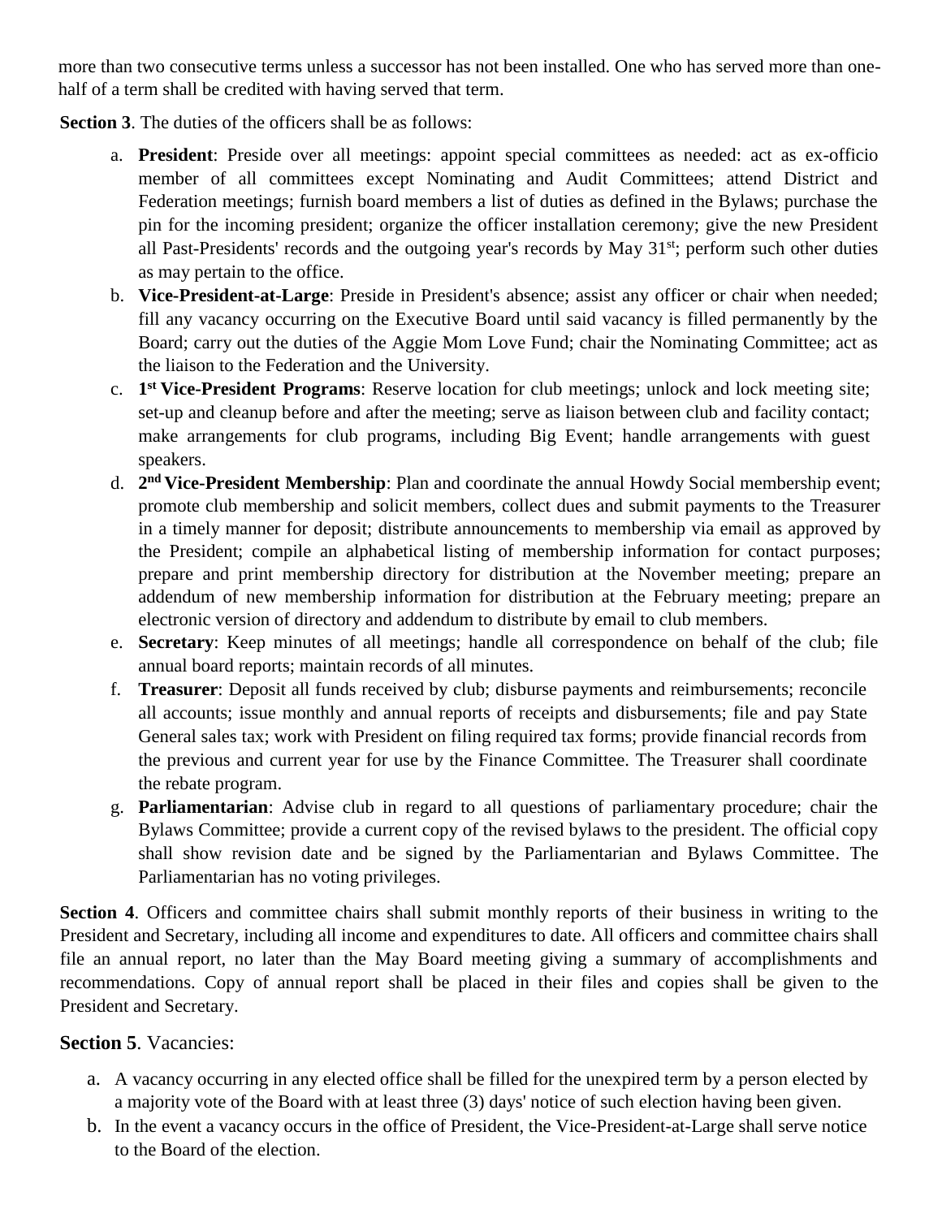more than two consecutive terms unless a successor has not been installed. One who has served more than one-half of a term shall be credited with having served that term.

**Section 3**. The duties of the officers shall be as follows:

a. **President**: Preside over all meetings: appoint special committees as needed: act as ex-officio member of all committees except Nominating and Audit Committees; attend District and Federation meetings; furnish board members a list of duties as defined in the Bylaws; purchase the pin for the incoming president; organize the officer installation ceremony; give the new President all Past-Presidents' records and the outgoing year's records by May 31st; perform such other duties as may pertain to the office.
b. **Vice-President-at-Large**: Preside in President's absence; assist any officer or chair when needed; fill any vacancy occurring on the Executive Board until said vacancy is filled permanently by the Board; carry out the duties of the Aggie Mom Love Fund; chair the Nominating Committee; act as the liaison to the Federation and the University.
c. **1st Vice-President Programs**: Reserve location for club meetings; unlock and lock meeting site; set-up and cleanup before and after the meeting; serve as liaison between club and facility contact; make arrangements for club programs, including Big Event; handle arrangements with guest speakers.
d. **2nd Vice-President Membership**: Plan and coordinate the annual Howdy Social membership event; promote club membership and solicit members, collect dues and submit payments to the Treasurer in a timely manner for deposit; distribute announcements to membership via email as approved by the President; compile an alphabetical listing of membership information for contact purposes; prepare and print membership directory for distribution at the November meeting; prepare an addendum of new membership information for distribution at the February meeting; prepare an electronic version of directory and addendum to distribute by email to club members.
e. **Secretary**: Keep minutes of all meetings; handle all correspondence on behalf of the club; file annual board reports; maintain records of all minutes.
f. **Treasurer**: Deposit all funds received by club; disburse payments and reimbursements; reconcile all accounts; issue monthly and annual reports of receipts and disbursements; file and pay State General sales tax; work with President on filing required tax forms; provide financial records from the previous and current year for use by the Finance Committee. The Treasurer shall coordinate the rebate program.
g. **Parliamentarian**: Advise club in regard to all questions of parliamentary procedure; chair the Bylaws Committee; provide a current copy of the revised bylaws to the president. The official copy shall show revision date and be signed by the Parliamentarian and Bylaws Committee. The Parliamentarian has no voting privileges.

**Section 4**. Officers and committee chairs shall submit monthly reports of their business in writing to the President and Secretary, including all income and expenditures to date. All officers and committee chairs shall file an annual report, no later than the May Board meeting giving a summary of accomplishments and recommendations. Copy of annual report shall be placed in their files and copies shall be given to the President and Secretary.

**Section 5**. Vacancies:

a. A vacancy occurring in any elected office shall be filled for the unexpired term by a person elected by a majority vote of the Board with at least three (3) days' notice of such election having been given.
b. In the event a vacancy occurs in the office of President, the Vice-President-at-Large shall serve notice to the Board of the election.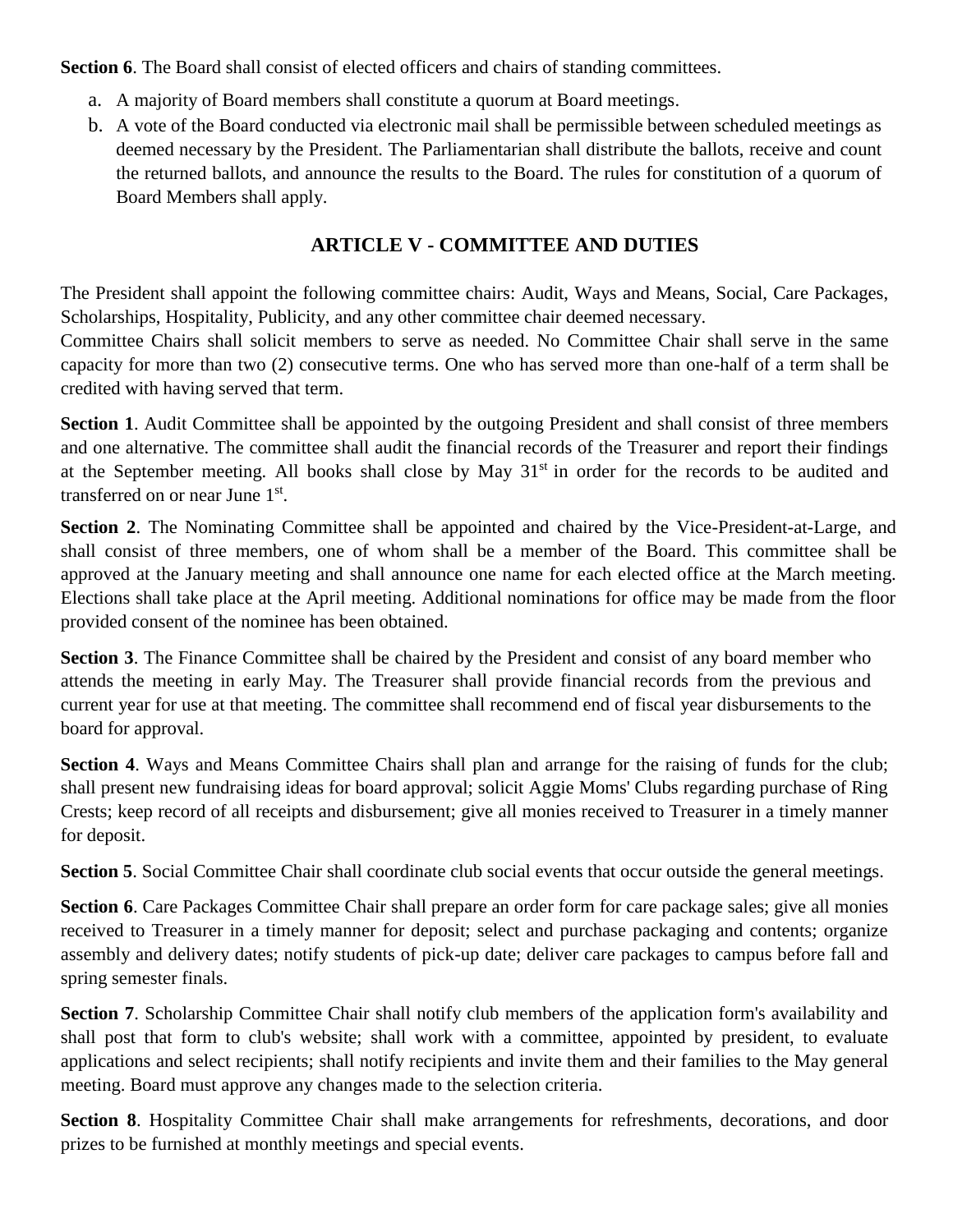**Section 6**. The Board shall consist of elected officers and chairs of standing committees.

a. A majority of Board members shall constitute a quorum at Board meetings.
b. A vote of the Board conducted via electronic mail shall be permissible between scheduled meetings as deemed necessary by the President. The Parliamentarian shall distribute the ballots, receive and count the returned ballots, and announce the results to the Board. The rules for constitution of a quorum of Board Members shall apply.

## ARTICLE V - COMMITTEE AND DUTIES

The President shall appoint the following committee chairs: Audit, Ways and Means, Social, Care Packages, Scholarships, Hospitality, Publicity, and any other committee chair deemed necessary.
Committee Chairs shall solicit members to serve as needed. No Committee Chair shall serve in the same capacity for more than two (2) consecutive terms. One who has served more than one-half of a term shall be credited with having served that term.

**Section 1**. Audit Committee shall be appointed by the outgoing President and shall consist of three members and one alternative. The committee shall audit the financial records of the Treasurer and report their findings at the September meeting. All books shall close by May 31st in order for the records to be audited and transferred on or near June 1st.

**Section 2**. The Nominating Committee shall be appointed and chaired by the Vice-President-at-Large, and shall consist of three members, one of whom shall be a member of the Board. This committee shall be approved at the January meeting and shall announce one name for each elected office at the March meeting. Elections shall take place at the April meeting. Additional nominations for office may be made from the floor provided consent of the nominee has been obtained.

**Section 3**. The Finance Committee shall be chaired by the President and consist of any board member who attends the meeting in early May. The Treasurer shall provide financial records from the previous and current year for use at that meeting. The committee shall recommend end of fiscal year disbursements to the board for approval.

**Section 4**. Ways and Means Committee Chairs shall plan and arrange for the raising of funds for the club; shall present new fundraising ideas for board approval; solicit Aggie Moms' Clubs regarding purchase of Ring Crests; keep record of all receipts and disbursement; give all monies received to Treasurer in a timely manner for deposit.

**Section 5**. Social Committee Chair shall coordinate club social events that occur outside the general meetings.

**Section 6**. Care Packages Committee Chair shall prepare an order form for care package sales; give all monies received to Treasurer in a timely manner for deposit; select and purchase packaging and contents; organize assembly and delivery dates; notify students of pick-up date; deliver care packages to campus before fall and spring semester finals.

**Section 7**. Scholarship Committee Chair shall notify club members of the application form's availability and shall post that form to club's website; shall work with a committee, appointed by president, to evaluate applications and select recipients; shall notify recipients and invite them and their families to the May general meeting. Board must approve any changes made to the selection criteria.

**Section 8**. Hospitality Committee Chair shall make arrangements for refreshments, decorations, and door prizes to be furnished at monthly meetings and special events.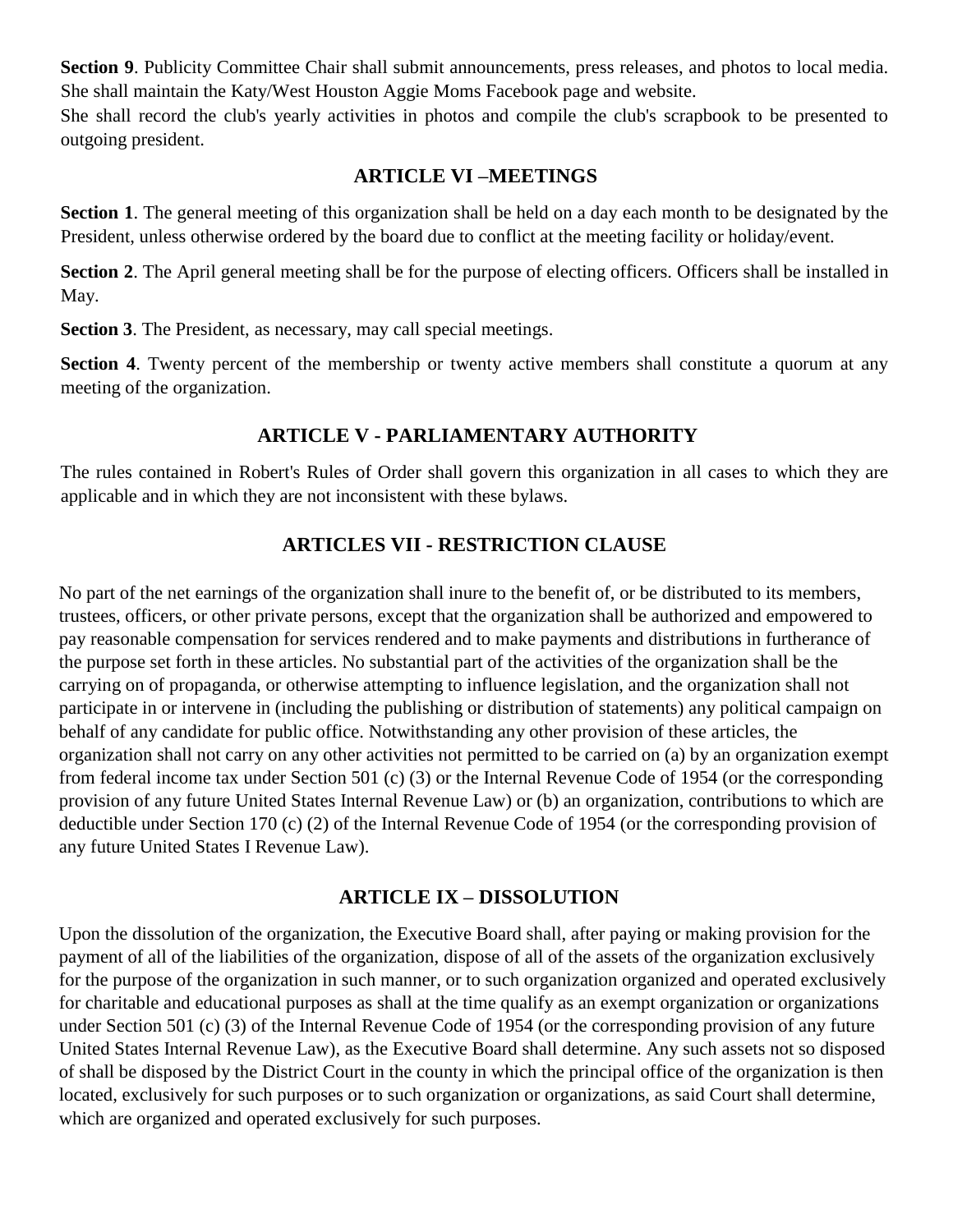**Section 9**. Publicity Committee Chair shall submit announcements, press releases, and photos to local media. She shall maintain the Katy/West Houston Aggie Moms Facebook page and website.

She shall record the club's yearly activities in photos and compile the club's scrapbook to be presented to outgoing president.

## ARTICLE VI –MEETINGS

**Section 1**. The general meeting of this organization shall be held on a day each month to be designated by the President, unless otherwise ordered by the board due to conflict at the meeting facility or holiday/event.

**Section 2**. The April general meeting shall be for the purpose of electing officers. Officers shall be installed in May.

**Section 3**. The President, as necessary, may call special meetings.

**Section 4**. Twenty percent of the membership or twenty active members shall constitute a quorum at any meeting of the organization.

## ARTICLE V - PARLIAMENTARY AUTHORITY

The rules contained in Robert's Rules of Order shall govern this organization in all cases to which they are applicable and in which they are not inconsistent with these bylaws.

## ARTICLES VII - RESTRICTION CLAUSE

No part of the net earnings of the organization shall inure to the benefit of, or be distributed to its members, trustees, officers, or other private persons, except that the organization shall be authorized and empowered to pay reasonable compensation for services rendered and to make payments and distributions in furtherance of the purpose set forth in these articles. No substantial part of the activities of the organization shall be the carrying on of propaganda, or otherwise attempting to influence legislation, and the organization shall not participate in or intervene in (including the publishing or distribution of statements) any political campaign on behalf of any candidate for public office. Notwithstanding any other provision of these articles, the organization shall not carry on any other activities not permitted to be carried on (a) by an organization exempt from federal income tax under Section 501 (c) (3) or the Internal Revenue Code of 1954 (or the corresponding provision of any future United States Internal Revenue Law) or (b) an organization, contributions to which are deductible under Section 170 (c) (2) of the Internal Revenue Code of 1954 (or the corresponding provision of any future United States I Revenue Law).

## ARTICLE IX – DISSOLUTION

Upon the dissolution of the organization, the Executive Board shall, after paying or making provision for the payment of all of the liabilities of the organization, dispose of all of the assets of the organization exclusively for the purpose of the organization in such manner, or to such organization organized and operated exclusively for charitable and educational purposes as shall at the time qualify as an exempt organization or organizations under Section 501 (c) (3) of the Internal Revenue Code of 1954 (or the corresponding provision of any future United States Internal Revenue Law), as the Executive Board shall determine. Any such assets not so disposed of shall be disposed by the District Court in the county in which the principal office of the organization is then located, exclusively for such purposes or to such organization or organizations, as said Court shall determine, which are organized and operated exclusively for such purposes.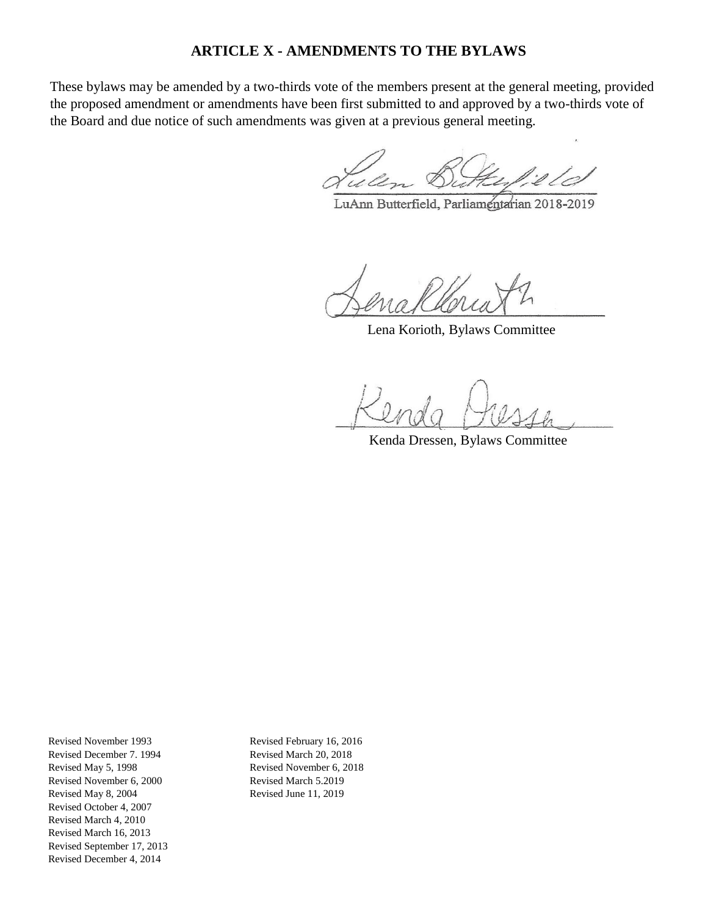## ARTICLE X - AMENDMENTS TO THE BYLAWS

These bylaws may be amended by a two-thirds vote of the members present at the general meeting, provided the proposed amendment or amendments have been first submitted to and approved by a two-thirds vote of the Board and due notice of such amendments was given at a previous general meeting.

LuAnn Butterfield, Parliamentarian 2018-2019

Lena Korioth, Bylaws Committee

Kenda Dressen, Bylaws Committee

Revised November 1993
Revised December 7. 1994
Revised May 5, 1998
Revised November 6, 2000
Revised May 8, 2004
Revised October 4, 2007
Revised March 4, 2010
Revised March 16, 2013
Revised September 17, 2013
Revised December 4, 2014
Revised February 16, 2016
Revised March 20, 2018
Revised November 6, 2018
Revised March 5.2019
Revised June 11, 2019